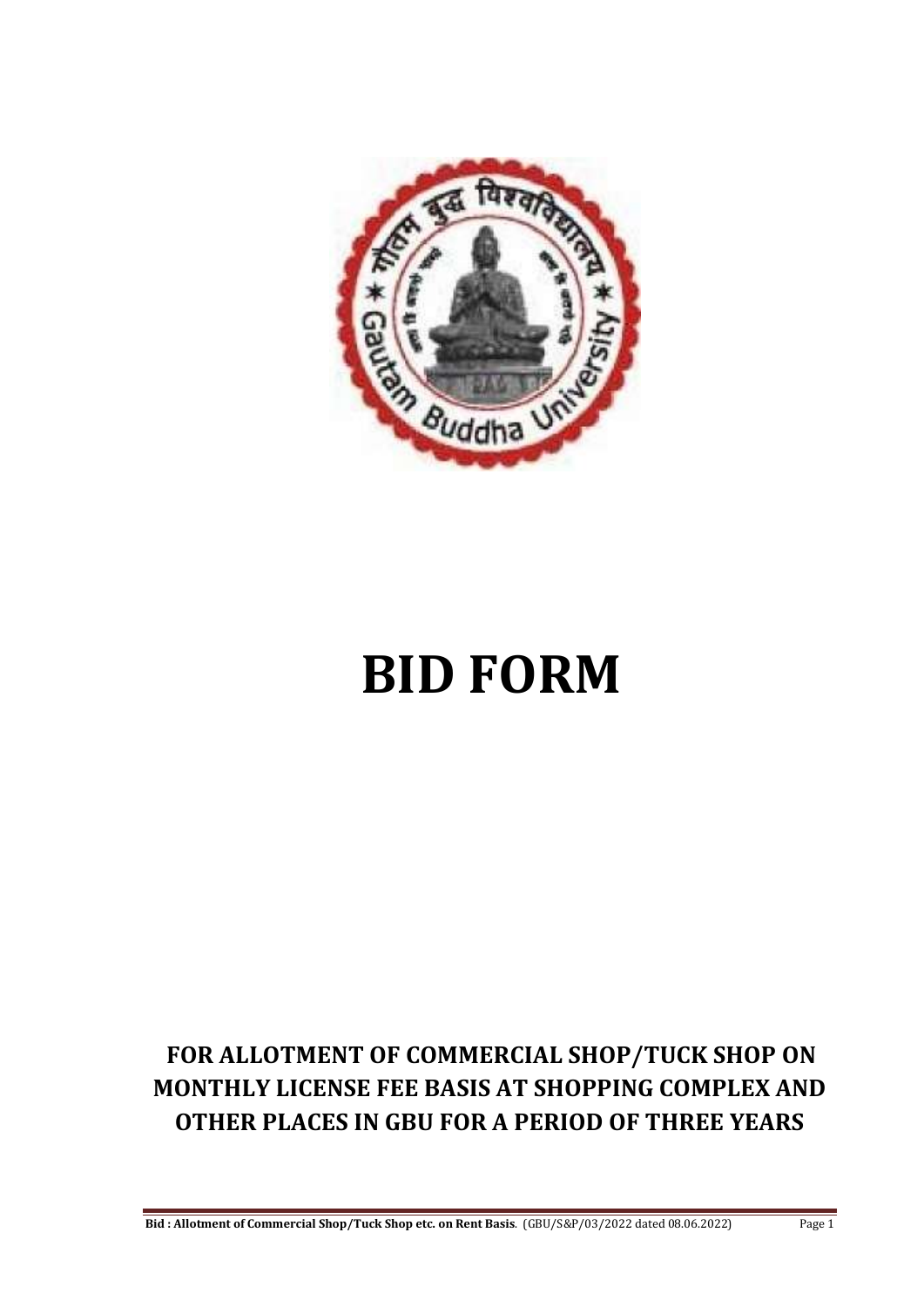# BID FORM

## FOR ALLOTMENT OF COMMERCIAL SHOP/TUCK SHOP ON MONTHLY LICENSE FEE BASIS AT SHOPPING COMPLEX AND OTHER PLACES IN GBU FOR A PERIOD OF THREE YEARS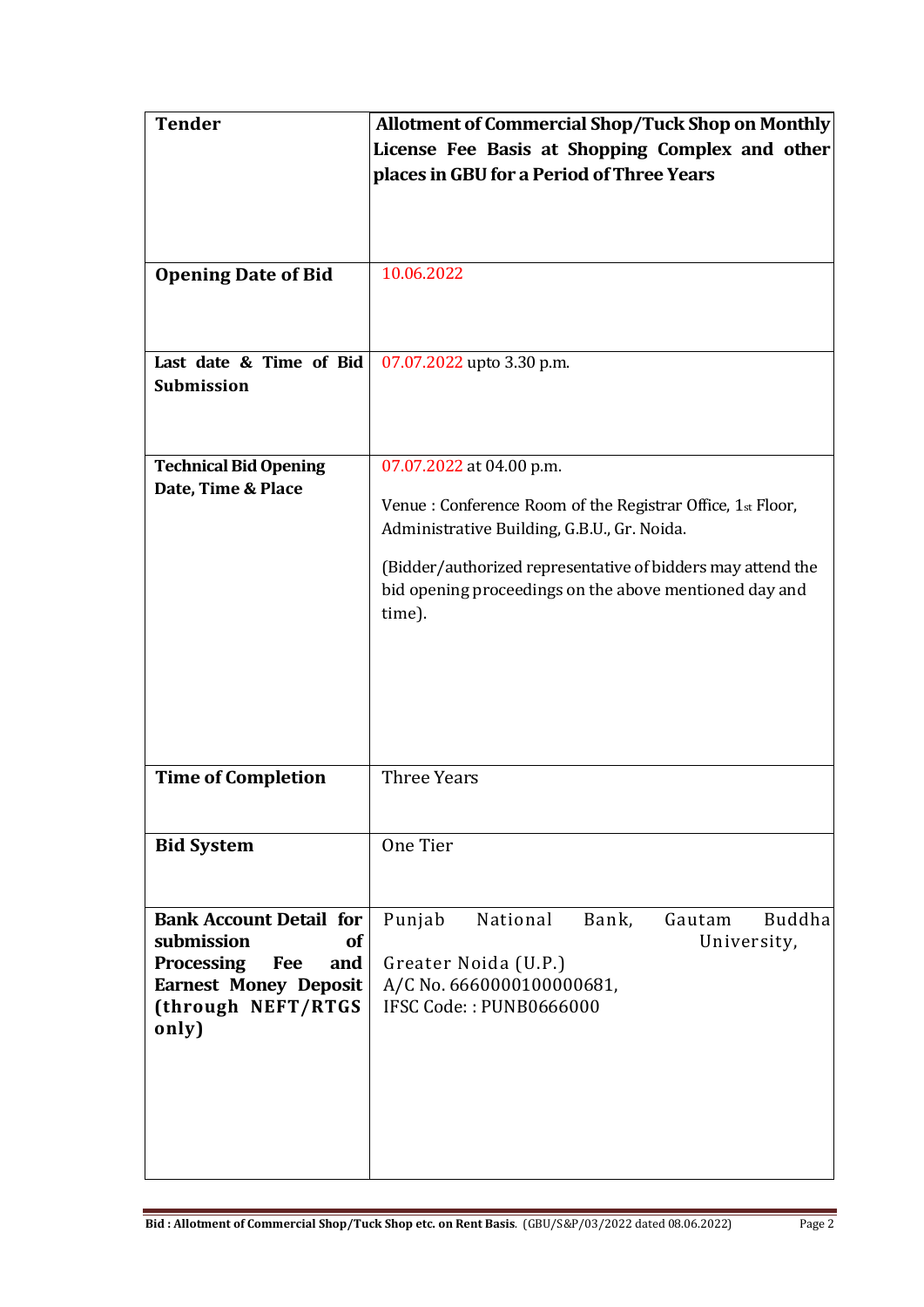| Tender | Allotment of Commercial Shop/Tuck Shop on Monthly License Fee Basis at Shopping Complex and other places in GBU for a Period of Three Years |
|---|---|
| **Opening Date of Bid** | 10.06.2022 |
| **Last date & Time of Bid Submission** | 07.07.2022 upto 3.30 p.m. |
| **Technical Bid Opening Date, Time & Place** | 07.07.2022 at 04.00 p.m.<br><br>Venue : Conference Room of the Registrar Office, 1st Floor, Administrative Building, G.B.U., Gr. Noida.<br><br>(Bidder/authorized representative of bidders may attend the bid opening proceedings on the above mentioned day and time). |
| **Time of Completion** | Three Years |
| **Bid System** | One Tier |
| **Bank Account Detail for submission of Processing Fee and Earnest Money Deposit (through NEFT/RTGS only)** | Punjab National Bank, Gautam Buddha University,<br><br>Greater Noida (U.P.)<br>A/C No. 6660000100000681,<br>IFSC Code: : PUNB0666000 |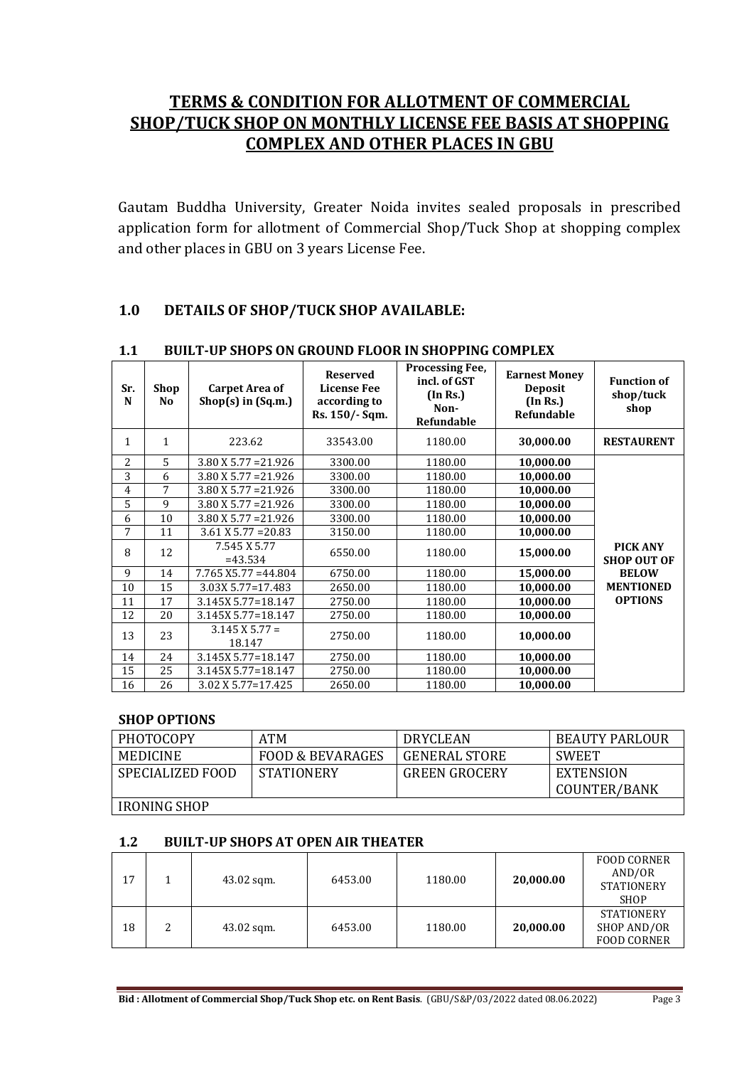# TERMS & CONDITION FOR ALLOTMENT OF COMMERCIAL SHOP/TUCK SHOP ON MONTHLY LICENSE FEE BASIS AT SHOPPING COMPLEX AND OTHER PLACES IN GBU

Gautam Buddha University, Greater Noida invites sealed proposals in prescribed application form for allotment of Commercial Shop/Tuck Shop at shopping complex and other places in GBU on 3 years License Fee.

## 1.0 DETAILS OF SHOP/TUCK SHOP AVAILABLE:

### 1.1 BUILT-UP SHOPS ON GROUND FLOOR IN SHOPPING COMPLEX

| Sr. N | Shop No | Carpet Area of Shop(s) in (Sq.m.) | Reserved License Fee according to Rs. 150/- Sqm. | Processing Fee, incl. of GST (In Rs.) Non-Refundable | Earnest Money Deposit (In Rs.) Refundable | Function of shop/tuck shop |
|---|---|---|---|---|---|---|
| 1 | 1 | 223.62 | 33543.00 | 1180.00 | **30,000.00** | **RESTAURENT** |
| 2 | 5 | 3.80 X 5.77 =21.926 | 3300.00 | 1180.00 | **10,000.00** | **PICK ANY SHOP OUT OF BELOW MENTIONED OPTIONS** |
| 3 | 6 | 3.80 X 5.77 =21.926 | 3300.00 | 1180.00 | **10,000.00** | |
| 4 | 7 | 3.80 X 5.77 =21.926 | 3300.00 | 1180.00 | **10,000.00** | |
| 5 | 9 | 3.80 X 5.77 =21.926 | 3300.00 | 1180.00 | **10,000.00** | |
| 6 | 10 | 3.80 X 5.77 =21.926 | 3300.00 | 1180.00 | **10,000.00** | |
| 7 | 11 | 3.61 X 5.77 =20.83 | 3150.00 | 1180.00 | **10,000.00** | |
| 8 | 12 | 7.545 X 5.77 =43.534 | 6550.00 | 1180.00 | **15,000.00** | |
| 9 | 14 | 7.765 X5.77 =44.804 | 6750.00 | 1180.00 | **15,000.00** | |
| 10 | 15 | 3.03X 5.77=17.483 | 2650.00 | 1180.00 | **10,000.00** | |
| 11 | 17 | 3.145X 5.77=18.147 | 2750.00 | 1180.00 | **10,000.00** | |
| 12 | 20 | 3.145X 5.77=18.147 | 2750.00 | 1180.00 | **10,000.00** | |
| 13 | 23 | 3.145 X 5.77 = 18.147 | 2750.00 | 1180.00 | **10,000.00** | |
| 14 | 24 | 3.145X 5.77=18.147 | 2750.00 | 1180.00 | **10,000.00** | |
| 15 | 25 | 3.145X 5.77=18.147 | 2750.00 | 1180.00 | **10,000.00** | |
| 16 | 26 | 3.02 X 5.77=17.425 | 2650.00 | 1180.00 | **10,000.00** | |

### SHOP OPTIONS

| PHOTOCOPY | ATM | DRYCLEAN | BEAUTY PARLOUR |
|---|---|---|---|
| MEDICINE | FOOD & BEVARAGES | GENERAL STORE | SWEET |
| SPECIALIZED FOOD | STATIONERY | GREEN GROCERY | EXTENSION COUNTER/BANK |
| IRONING SHOP | | | |

### 1.2 BUILT-UP SHOPS AT OPEN AIR THEATER

| | | | | | | |
|---|---|---|---|---|---|---|
| 17 | 1 | 43.02 sqm. | 6453.00 | 1180.00 | **20,000.00** | FOOD CORNER AND/OR STATIONERY SHOP |
| 18 | 2 | 43.02 sqm. | 6453.00 | 1180.00 | **20,000.00** | STATIONERY SHOP AND/OR FOOD CORNER |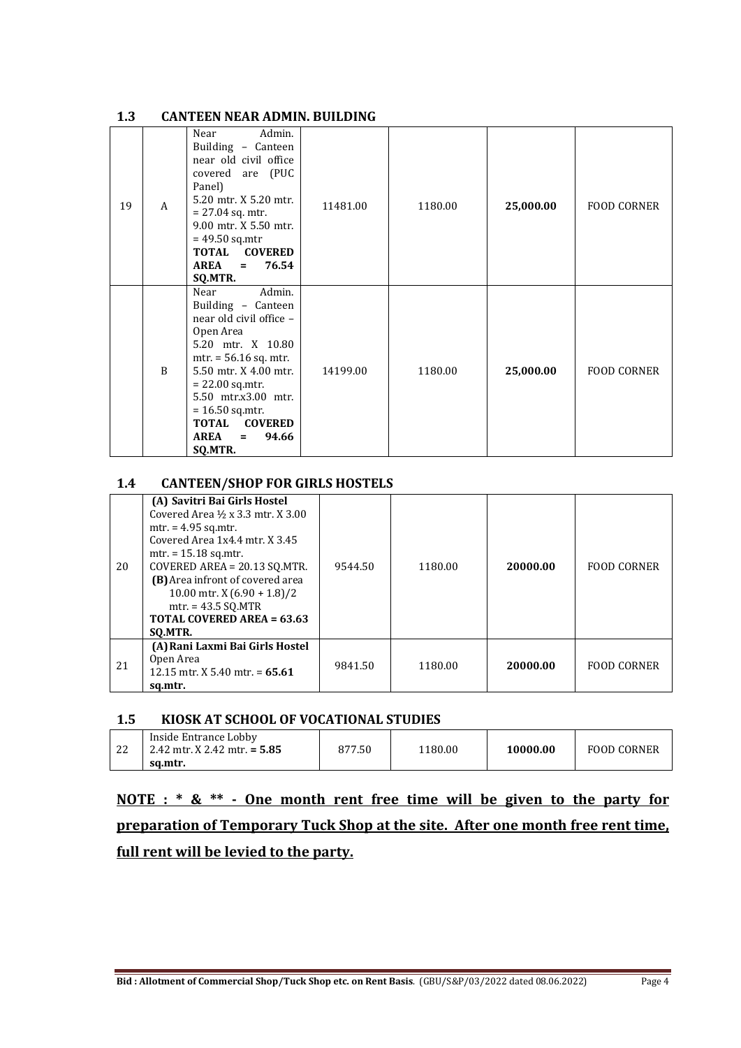### 1.3 CANTEEN NEAR ADMIN. BUILDING

| | | | | | | |
|---|---|---|---|---|---|---|
| 19 | A | Near Admin. Building – Canteen near old civil office covered are (PUC Panel) 5.20 mtr. X 5.20 mtr. = 27.04 sq. mtr. 9.00 mtr. X 5.50 mtr. = 49.50 sq.mtr **TOTAL COVERED AREA = 76.54 SQ.MTR.** | 11481.00 | 1180.00 | **25,000.00** | FOOD CORNER |
| | B | Near Admin. Building – Canteen near old civil office – Open Area 5.20 mtr. X 10.80 mtr. = 56.16 sq. mtr. 5.50 mtr. X 4.00 mtr. = 22.00 sq.mtr. 5.50 mtr.x3.00 mtr. = 16.50 sq.mtr. **TOTAL COVERED AREA = 94.66 SQ.MTR.** | 14199.00 | 1180.00 | **25,000.00** | FOOD CORNER |

### 1.4 CANTEEN/SHOP FOR GIRLS HOSTELS

| | | | | | |
|---|---|---|---|---|---|
| 20 | **(A) Savitri Bai Girls Hostel** Covered Area ½ x 3.3 mtr. X 3.00 mtr. = 4.95 sq.mtr. Covered Area 1x4.4 mtr. X 3.45 mtr. = 15.18 sq.mtr. COVERED AREA = 20.13 SQ.MTR. **(B)** Area infront of covered area 10.00 mtr. X (6.90 + 1.8)/2 mtr. = 43.5 SQ.MTR **TOTAL COVERED AREA = 63.63 SQ.MTR.** | 9544.50 | 1180.00 | **20000.00** | FOOD CORNER |
| 21 | **(A) Rani Laxmi Bai Girls Hostel** Open Area 12.15 mtr. X 5.40 mtr. = **65.61 sq.mtr.** | 9841.50 | 1180.00 | **20000.00** | FOOD CORNER |

### 1.5 KIOSK AT SCHOOL OF VOCATIONAL STUDIES

| | | | | | |
|---|---|---|---|---|---|
| 22 | Inside Entrance Lobby 2.42 mtr. X 2.42 mtr. **= 5.85 sq.mtr.** | 877.50 | 1180.00 | **10000.00** | FOOD CORNER |

**NOTE : * & ** - One month rent free time will be given to the party for preparation of Temporary Tuck Shop at the site. After one month free rent time, full rent will be levied to the party.**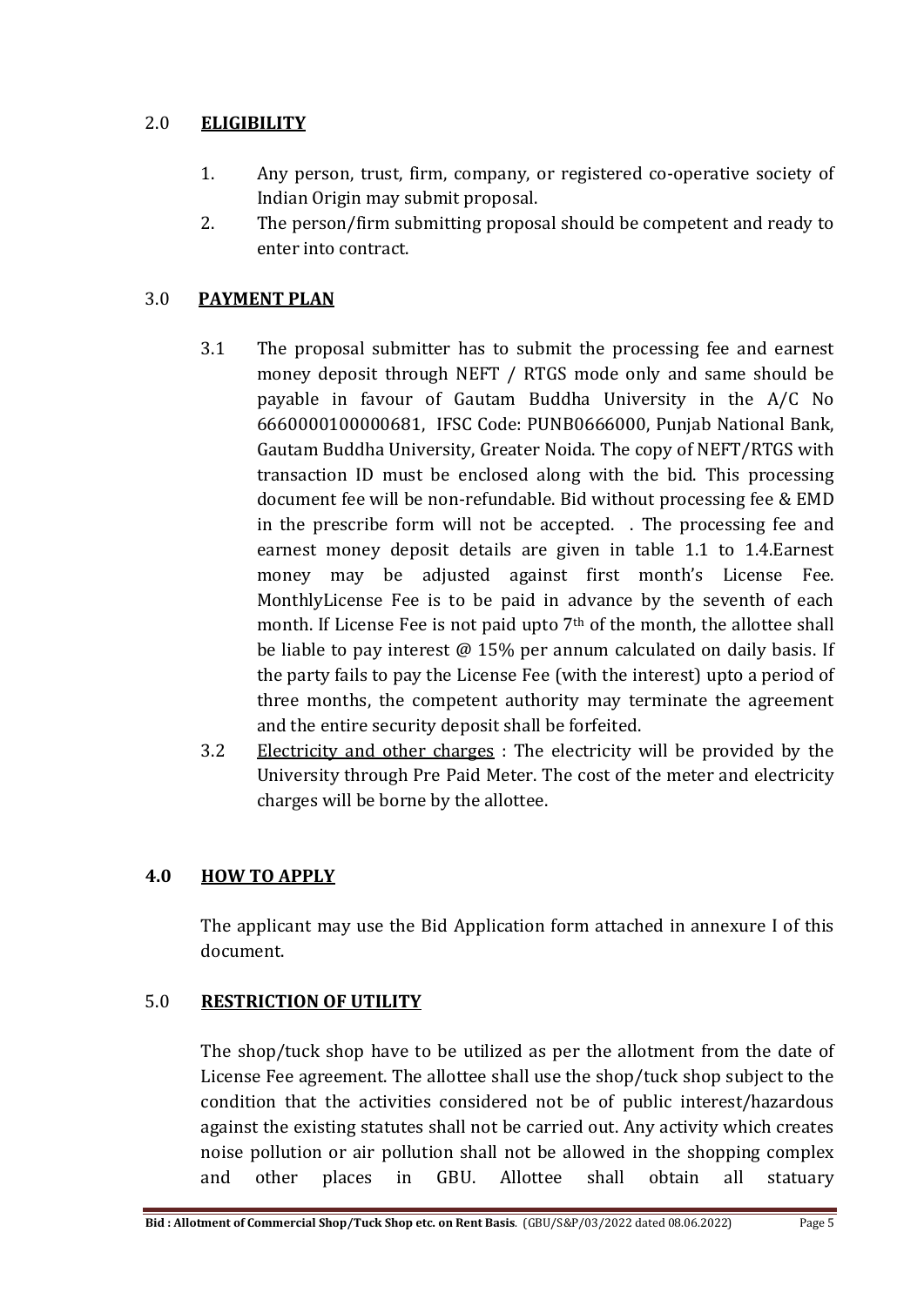## 2.0 ELIGIBILITY

1. Any person, trust, firm, company, or registered co-operative society of Indian Origin may submit proposal.
2. The person/firm submitting proposal should be competent and ready to enter into contract.

## 3.0 PAYMENT PLAN

3.1 The proposal submitter has to submit the processing fee and earnest money deposit through NEFT / RTGS mode only and same should be payable in favour of Gautam Buddha University in the A/C No 6660000100000681, IFSC Code: PUNB0666000, Punjab National Bank, Gautam Buddha University, Greater Noida. The copy of NEFT/RTGS with transaction ID must be enclosed along with the bid. This processing document fee will be non-refundable. Bid without processing fee & EMD in the prescribe form will not be accepted. . The processing fee and earnest money deposit details are given in table 1.1 to 1.4.Earnest money may be adjusted against first month's License Fee. MonthlyLicense Fee is to be paid in advance by the seventh of each month. If License Fee is not paid upto 7th of the month, the allottee shall be liable to pay interest @ 15% per annum calculated on daily basis. If the party fails to pay the License Fee (with the interest) upto a period of three months, the competent authority may terminate the agreement and the entire security deposit shall be forfeited.

3.2 Electricity and other charges : The electricity will be provided by the University through Pre Paid Meter. The cost of the meter and electricity charges will be borne by the allottee.

## 4.0 HOW TO APPLY

The applicant may use the Bid Application form attached in annexure I of this document.

## 5.0 RESTRICTION OF UTILITY

The shop/tuck shop have to be utilized as per the allotment from the date of License Fee agreement. The allottee shall use the shop/tuck shop subject to the condition that the activities considered not be of public interest/hazardous against the existing statutes shall not be carried out. Any activity which creates noise pollution or air pollution shall not be allowed in the shopping complex and other places in GBU. Allottee shall obtain all statuary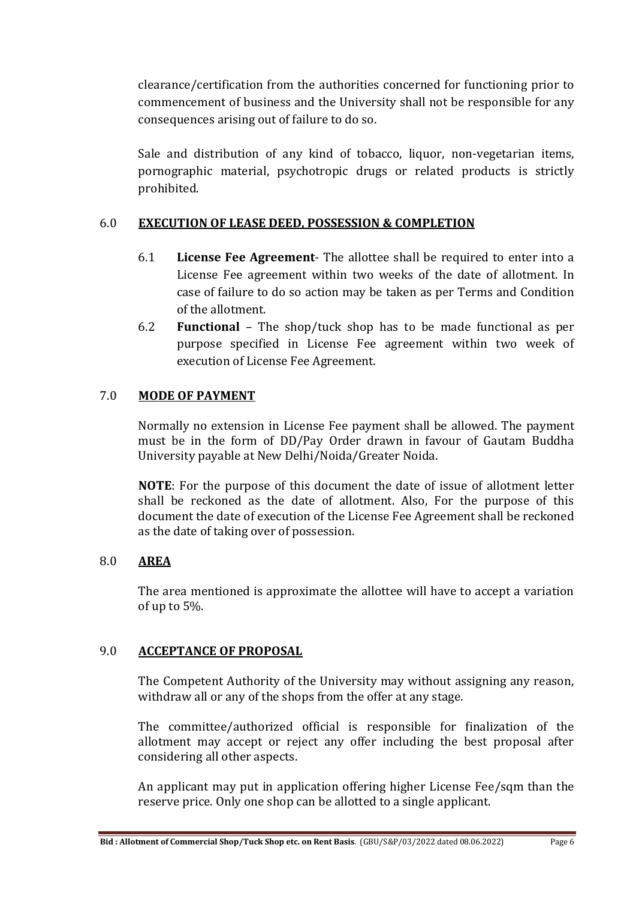clearance/certification from the authorities concerned for functioning prior to commencement of business and the University shall not be responsible for any consequences arising out of failure to do so.

Sale and distribution of any kind of tobacco, liquor, non-vegetarian items, pornographic material, psychotropic drugs or related products is strictly prohibited.

## 6.0 EXECUTION OF LEASE DEED, POSSESSION & COMPLETION

6.1 **License Fee Agreement**- The allottee shall be required to enter into a License Fee agreement within two weeks of the date of allotment. In case of failure to do so action may be taken as per Terms and Condition of the allotment.

6.2 **Functional** – The shop/tuck shop has to be made functional as per purpose specified in License Fee agreement within two week of execution of License Fee Agreement.

## 7.0 MODE OF PAYMENT

Normally no extension in License Fee payment shall be allowed. The payment must be in the form of DD/Pay Order drawn in favour of Gautam Buddha University payable at New Delhi/Noida/Greater Noida.

**NOTE**: For the purpose of this document the date of issue of allotment letter shall be reckoned as the date of allotment. Also, For the purpose of this document the date of execution of the License Fee Agreement shall be reckoned as the date of taking over of possession.

## 8.0 AREA

The area mentioned is approximate the allottee will have to accept a variation of up to 5%.

## 9.0 ACCEPTANCE OF PROPOSAL

The Competent Authority of the University may without assigning any reason, withdraw all or any of the shops from the offer at any stage.

The committee/authorized official is responsible for finalization of the allotment may accept or reject any offer including the best proposal after considering all other aspects.

An applicant may put in application offering higher License Fee/sqm than the reserve price. Only one shop can be allotted to a single applicant.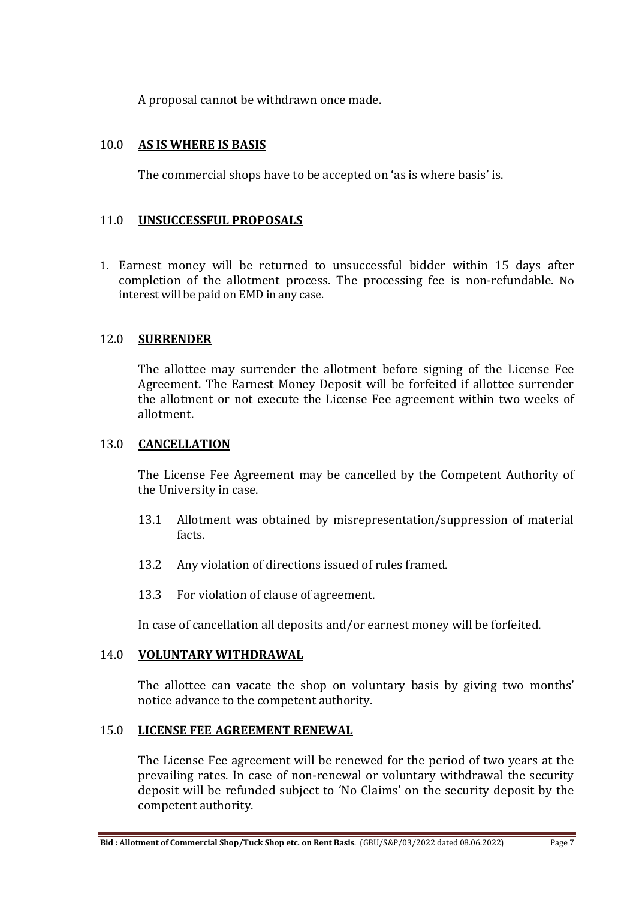A proposal cannot be withdrawn once made.

## 10.0 AS IS WHERE IS BASIS

The commercial shops have to be accepted on 'as is where basis' is.

## 11.0 UNSUCCESSFUL PROPOSALS

1. Earnest money will be returned to unsuccessful bidder within 15 days after completion of the allotment process. The processing fee is non-refundable. No interest will be paid on EMD in any case.

## 12.0 SURRENDER

The allottee may surrender the allotment before signing of the License Fee Agreement. The Earnest Money Deposit will be forfeited if allottee surrender the allotment or not execute the License Fee agreement within two weeks of allotment.

## 13.0 CANCELLATION

The License Fee Agreement may be cancelled by the Competent Authority of the University in case.

13.1 Allotment was obtained by misrepresentation/suppression of material facts.

13.2 Any violation of directions issued of rules framed.

13.3 For violation of clause of agreement.

In case of cancellation all deposits and/or earnest money will be forfeited.

## 14.0 VOLUNTARY WITHDRAWAL

The allottee can vacate the shop on voluntary basis by giving two months' notice advance to the competent authority.

## 15.0 LICENSE FEE AGREEMENT RENEWAL

The License Fee agreement will be renewed for the period of two years at the prevailing rates. In case of non-renewal or voluntary withdrawal the security deposit will be refunded subject to 'No Claims' on the security deposit by the competent authority.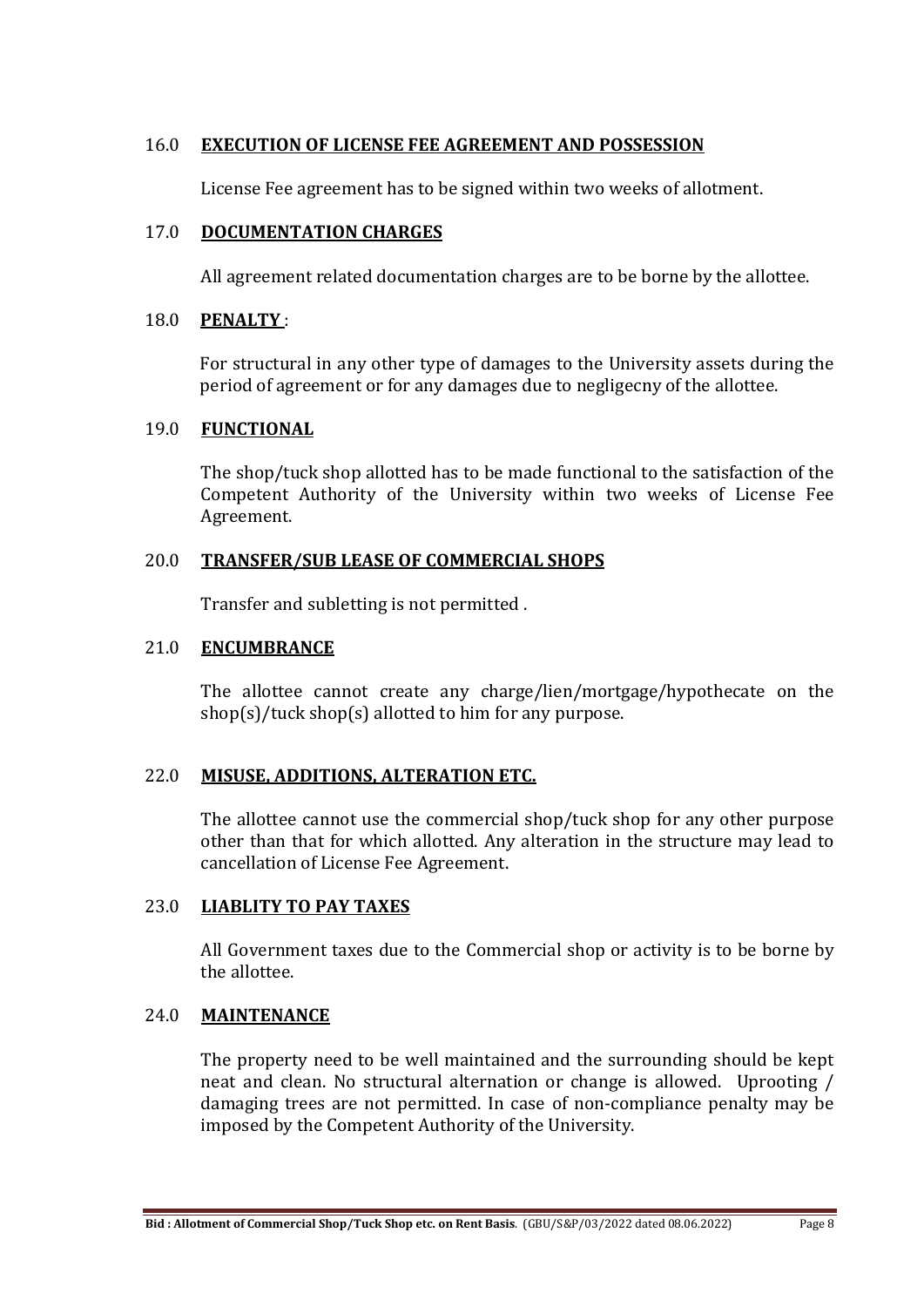## 16.0 **EXECUTION OF LICENSE FEE AGREEMENT AND POSSESSION**

License Fee agreement has to be signed within two weeks of allotment.

## 17.0 **DOCUMENTATION CHARGES**

All agreement related documentation charges are to be borne by the allottee.

## 18.0 **PENALTY** :

For structural in any other type of damages to the University assets during the period of agreement or for any damages due to negligecny of the allottee.

## 19.0 **FUNCTIONAL**

The shop/tuck shop allotted has to be made functional to the satisfaction of the Competent Authority of the University within two weeks of License Fee Agreement.

## 20.0 **TRANSFER/SUB LEASE OF COMMERCIAL SHOPS**

Transfer and subletting is not permitted .

## 21.0 **ENCUMBRANCE**

The allottee cannot create any charge/lien/mortgage/hypothecate on the shop(s)/tuck shop(s) allotted to him for any purpose.

## 22.0 **MISUSE, ADDITIONS, ALTERATION ETC.**

The allottee cannot use the commercial shop/tuck shop for any other purpose other than that for which allotted. Any alteration in the structure may lead to cancellation of License Fee Agreement.

## 23.0 **LIABLITY TO PAY TAXES**

All Government taxes due to the Commercial shop or activity is to be borne by the allottee.

## 24.0 **MAINTENANCE**

The property need to be well maintained and the surrounding should be kept neat and clean. No structural alternation or change is allowed. Uprooting / damaging trees are not permitted. In case of non-compliance penalty may be imposed by the Competent Authority of the University.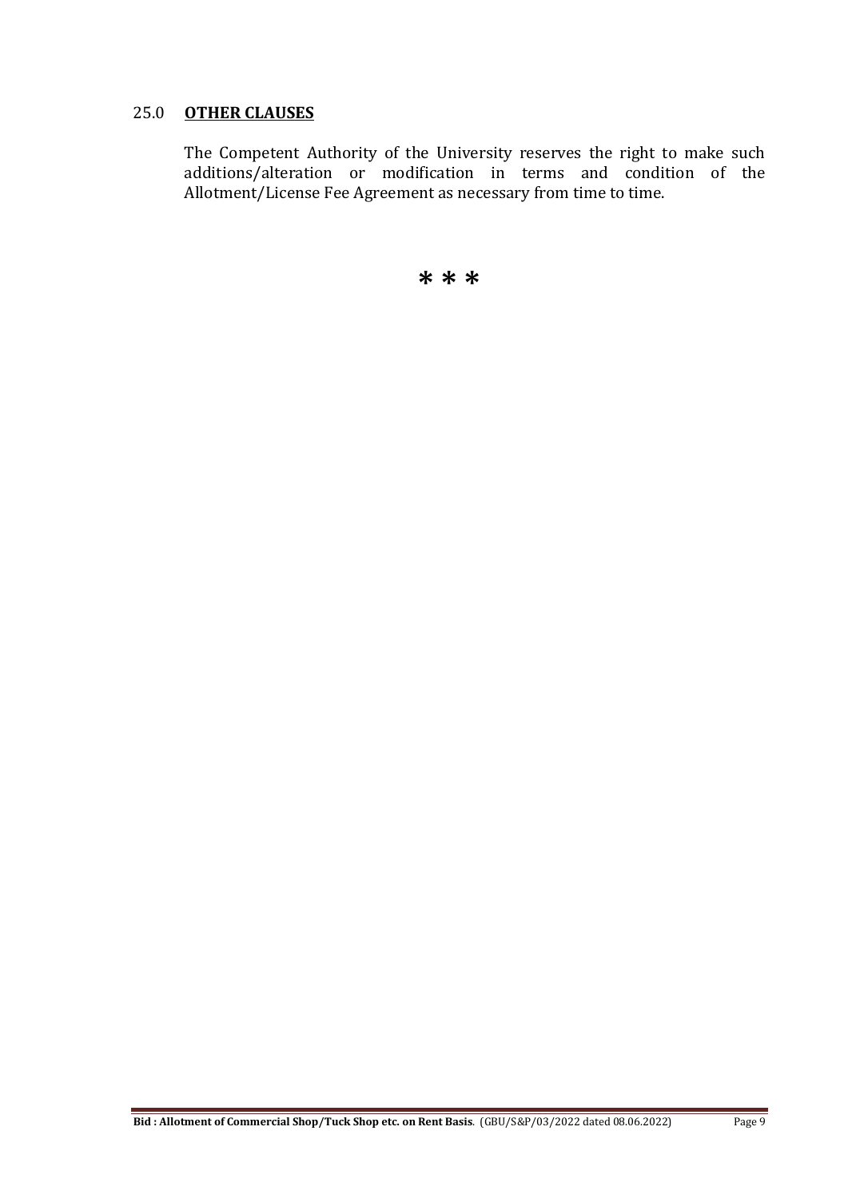## 25.0 **OTHER CLAUSES**

The Competent Authority of the University reserves the right to make such additions/alteration or modification in terms and condition of the Allotment/License Fee Agreement as necessary from time to time.

* * *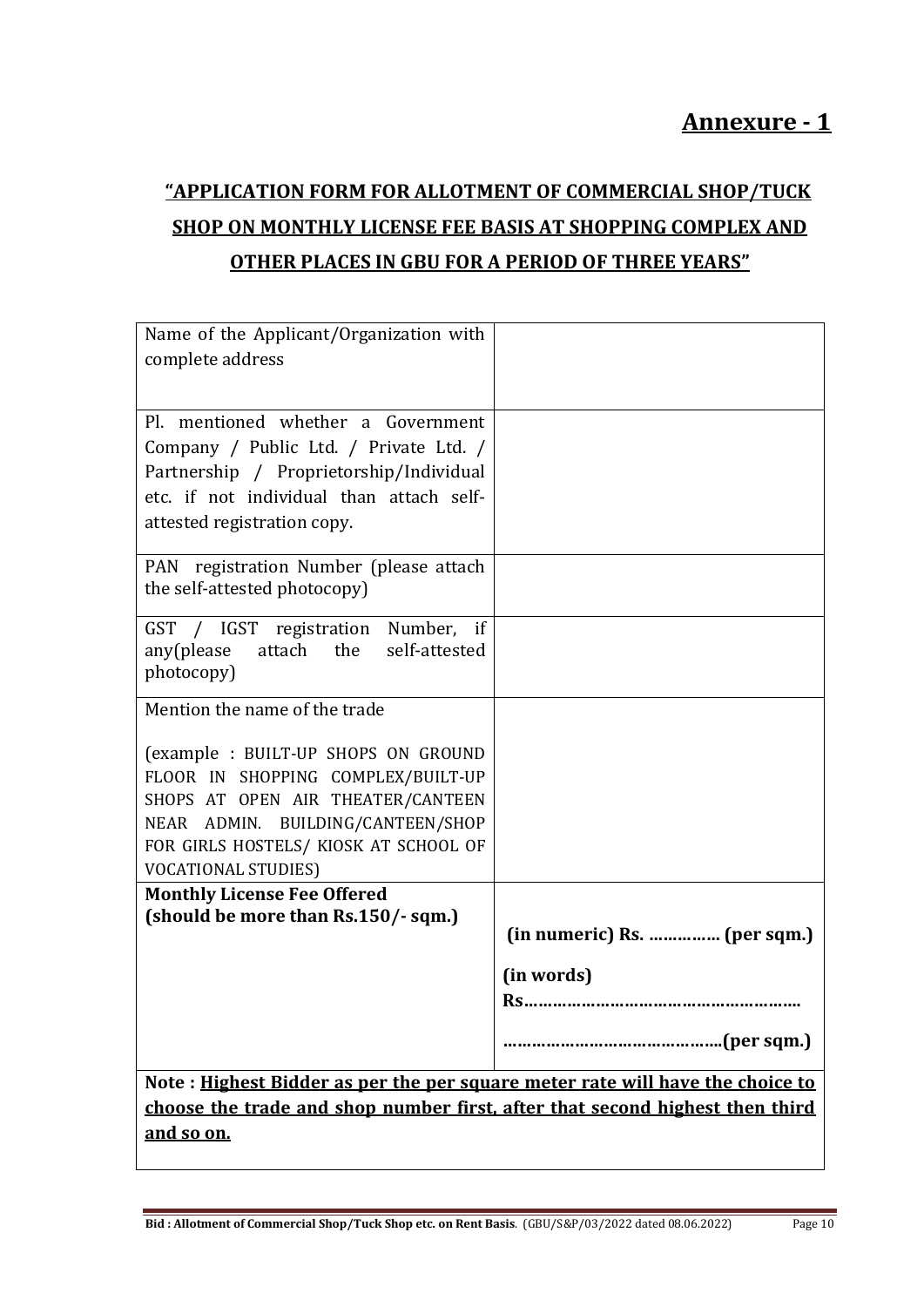# Annexure - 1

## "APPLICATION FORM FOR ALLOTMENT OF COMMERCIAL SHOP/TUCK SHOP ON MONTHLY LICENSE FEE BASIS AT SHOPPING COMPLEX AND OTHER PLACES IN GBU FOR A PERIOD OF THREE YEARS"

| | |
|---|---|
| Name of the Applicant/Organization with complete address | |
| Pl. mentioned whether a Government Company / Public Ltd. / Private Ltd. / Partnership / Proprietorship/Individual etc. if not individual than attach self-attested registration copy. | |
| PAN registration Number (please attach the self-attested photocopy) | |
| GST / IGST registration Number, if any(please attach the self-attested photocopy) | |
| Mention the name of the trade<br><br>(example : BUILT-UP SHOPS ON GROUND FLOOR IN SHOPPING COMPLEX/BUILT-UP SHOPS AT OPEN AIR THEATER/CANTEEN NEAR ADMIN. BUILDING/CANTEEN/SHOP FOR GIRLS HOSTELS/ KIOSK AT SCHOOL OF VOCATIONAL STUDIES) | |
| **Monthly License Fee Offered (should be more than Rs.150/- sqm.)** | **(in numeric) Rs. ………….. (per sqm.)**<br><br>**(in words) Rs…………………………………………….**<br><br>**……………………………………..(per sqm.)** |
| **Note : <u>Highest Bidder as per the per square meter rate will have the choice to choose the trade and shop number first, after that second highest then third and so on.</u>** | |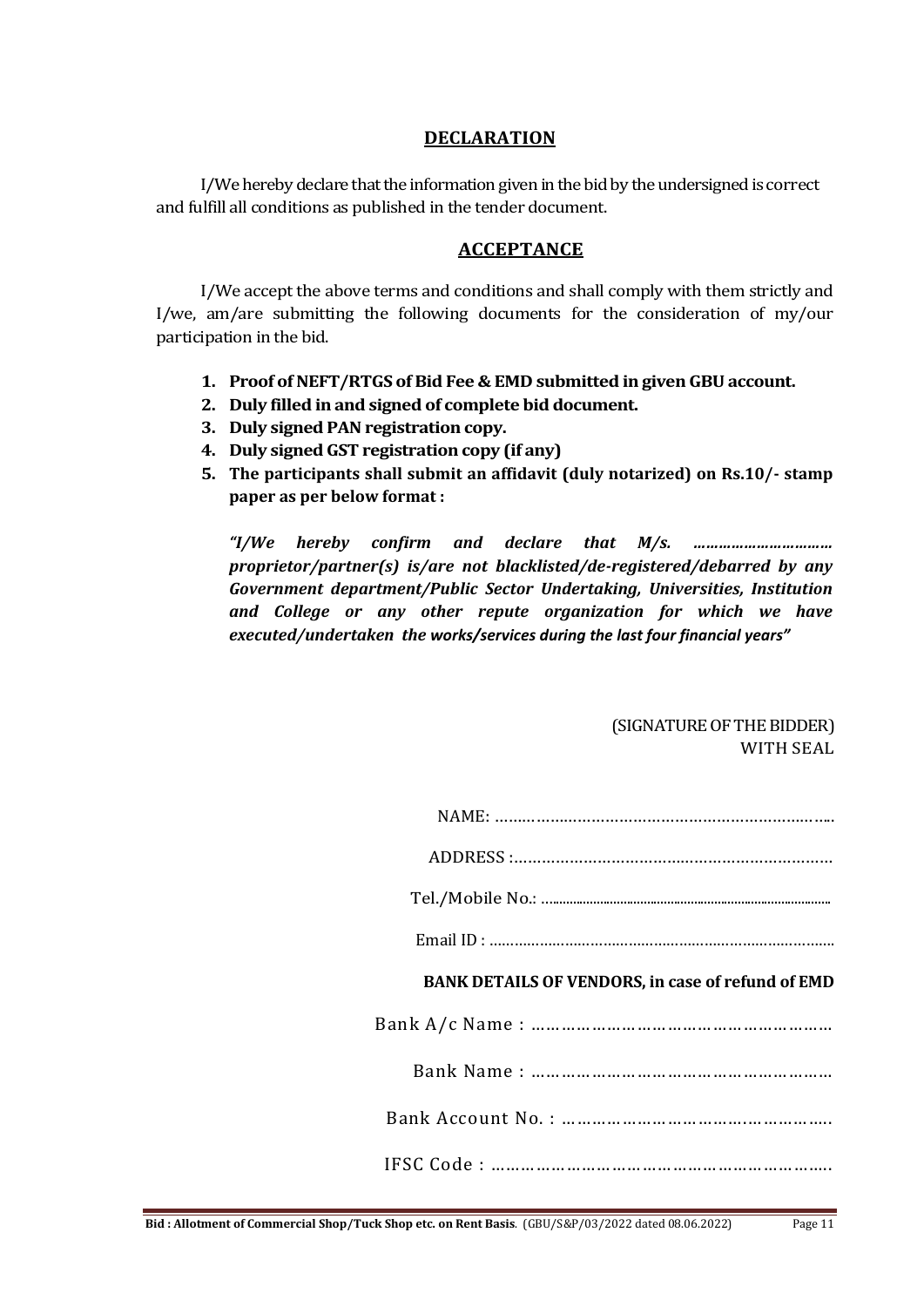## DECLARATION

I/We hereby declare that the information given in the bid by the undersigned is correct and fulfill all conditions as published in the tender document.

## ACCEPTANCE

I/We accept the above terms and conditions and shall comply with them strictly and I/we, am/are submitting the following documents for the consideration of my/our participation in the bid.

1. **Proof of NEFT/RTGS of Bid Fee & EMD submitted in given GBU account.**
2. **Duly filled in and signed of complete bid document.**
3. **Duly signed PAN registration copy.**
4. **Duly signed GST registration copy (if any)**
5. **The participants shall submit an affidavit (duly notarized) on Rs.10/- stamp paper as per below format :**

   ***"I/We hereby confirm and declare that M/s. …………………………… proprietor/partner(s) is/are not blacklisted/de-registered/debarred by any Government department/Public Sector Undertaking, Universities, Institution and College or any other repute organization for which we have executed/undertaken the works/services during the last four financial years"***

(SIGNATURE OF THE BIDDER)
WITH SEAL

NAME: ……………………………………………………………..

ADDRESS :…………………………………………………………

Tel./Mobile No.: ………………………………………………………

Email ID : ……………………………………………………………

**BANK DETAILS OF VENDORS, in case of refund of EMD**

Bank A/c Name : …………………………………………………

Bank Name : …………………………………………………

Bank Account No. : …………………………………………….

IFSC Code : ………………………………………………………….